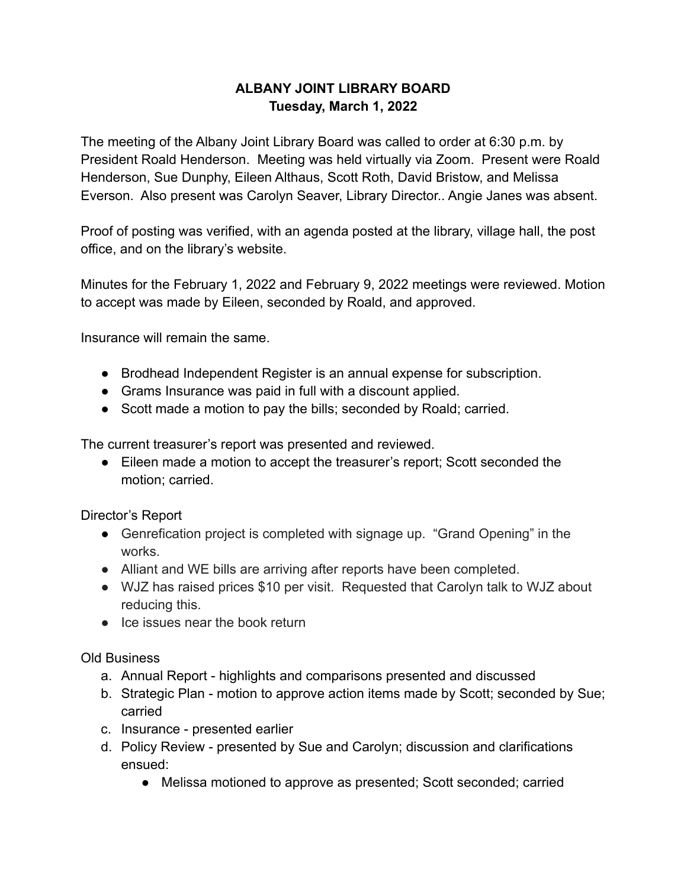# ALBANY JOINT LIBRARY BOARD
## Tuesday, March 1, 2022

The meeting of the Albany Joint Library Board was called to order at 6:30 p.m. by President Roald Henderson. Meeting was held virtually via Zoom. Present were Roald Henderson, Sue Dunphy, Eileen Althaus, Scott Roth, David Bristow, and Melissa Everson. Also present was Carolyn Seaver, Library Director.. Angie Janes was absent.

Proof of posting was verified, with an agenda posted at the library, village hall, the post office, and on the library's website.

Minutes for the February 1, 2022 and February 9, 2022 meetings were reviewed. Motion to accept was made by Eileen, seconded by Roald, and approved.

Insurance will remain the same.

- Brodhead Independent Register is an annual expense for subscription.
- Grams Insurance was paid in full with a discount applied.
- Scott made a motion to pay the bills; seconded by Roald; carried.

The current treasurer's report was presented and reviewed.

- Eileen made a motion to accept the treasurer's report; Scott seconded the motion; carried.

Director's Report

- Genrefication project is completed with signage up. "Grand Opening" in the works.
- Alliant and WE bills are arriving after reports have been completed.
- WJZ has raised prices $10 per visit. Requested that Carolyn talk to WJZ about reducing this.
- Ice issues near the book return

Old Business

a. Annual Report - highlights and comparisons presented and discussed
b. Strategic Plan - motion to approve action items made by Scott; seconded by Sue; carried
c. Insurance - presented earlier
d. Policy Review - presented by Sue and Carolyn; discussion and clarifications ensued:
    - Melissa motioned to approve as presented; Scott seconded; carried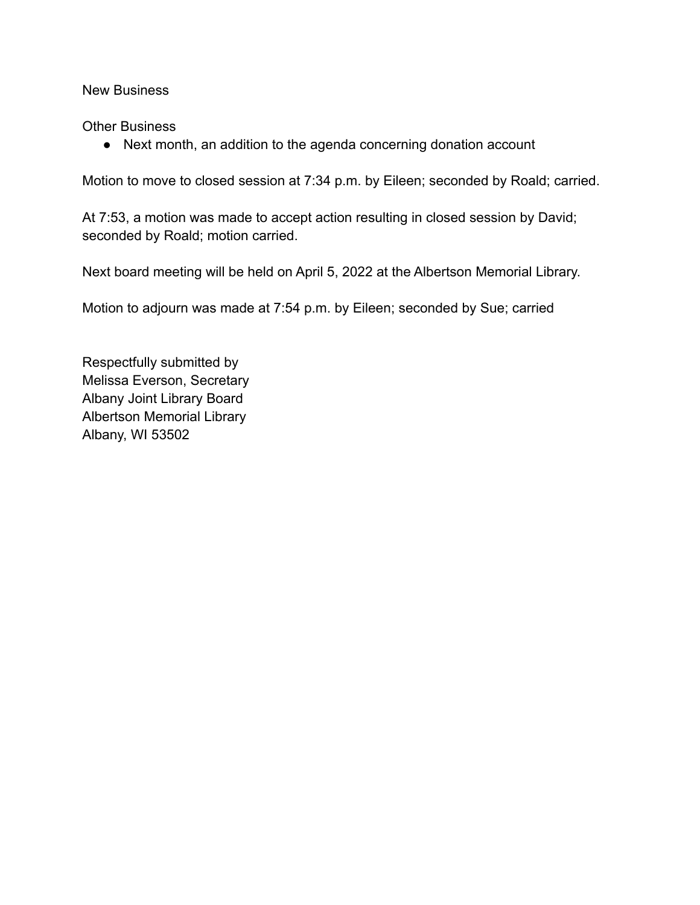New Business

Other Business

- Next month, an addition to the agenda concerning donation account

Motion to move to closed session at 7:34 p.m. by Eileen; seconded by Roald; carried.

At 7:53, a motion was made to accept action resulting in closed session by David; seconded by Roald; motion carried.

Next board meeting will be held on April 5, 2022 at the Albertson Memorial Library.

Motion to adjourn was made at 7:54 p.m. by Eileen; seconded by Sue; carried

Respectfully submitted by
Melissa Everson, Secretary
Albany Joint Library Board
Albertson Memorial Library
Albany, WI 53502